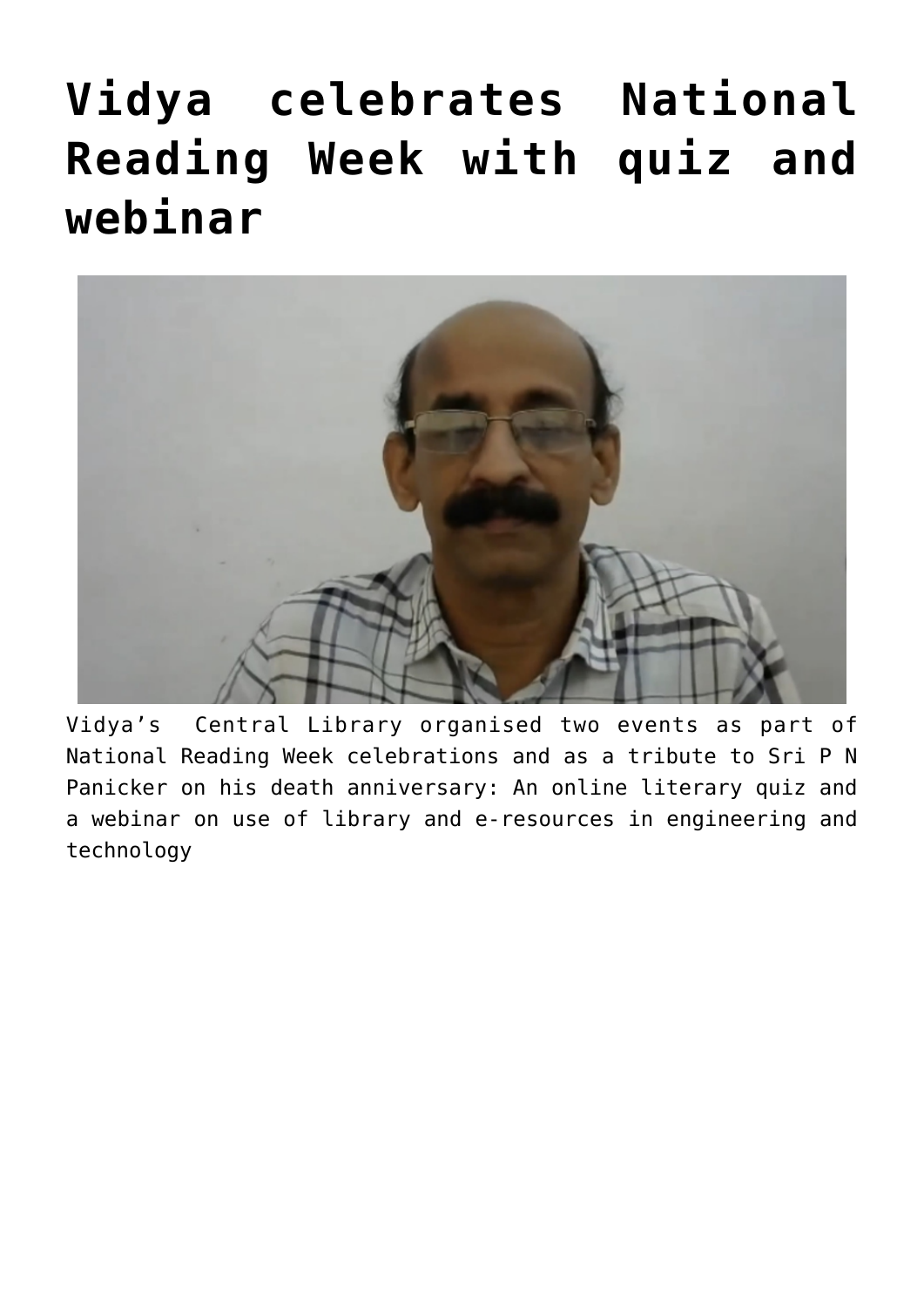# Vidya celebrates National Reading Week with quiz and webinar

Vidya's Central Library organised two events as part of National Reading Week celebrations and as a tribute to Sri P N Panicker on his death anniversary: An online literary quiz and a webinar on use of library and e-resources in engineering and technology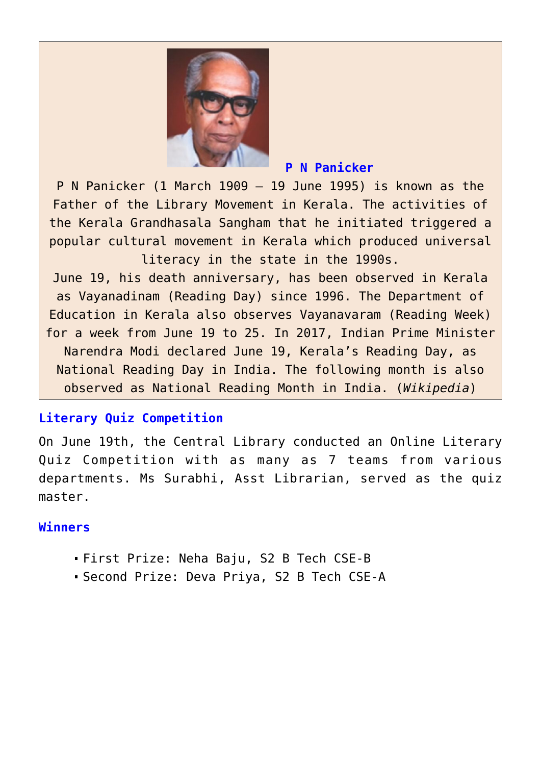**P N Panicker**

P N Panicker (1 March 1909 – 19 June 1995) is known as the Father of the Library Movement in Kerala. The activities of the Kerala Grandhasala Sangham that he initiated triggered a popular cultural movement in Kerala which produced universal literacy in the state in the 1990s.

June 19, his death anniversary, has been observed in Kerala as Vayanadinam (Reading Day) since 1996. The Department of Education in Kerala also observes Vayanavaram (Reading Week) for a week from June 19 to 25. In 2017, Indian Prime Minister Narendra Modi declared June 19, Kerala's Reading Day, as National Reading Day in India. The following month is also observed as National Reading Month in India. (*Wikipedia*)

## Literary Quiz Competition

On June 19th, the Central Library conducted an Online Literary Quiz Competition with as many as 7 teams from various departments. Ms Surabhi, Asst Librarian, served as the quiz master.

## Winners

- First Prize: Neha Baju, S2 B Tech CSE-B
- Second Prize: Deva Priya, S2 B Tech CSE-A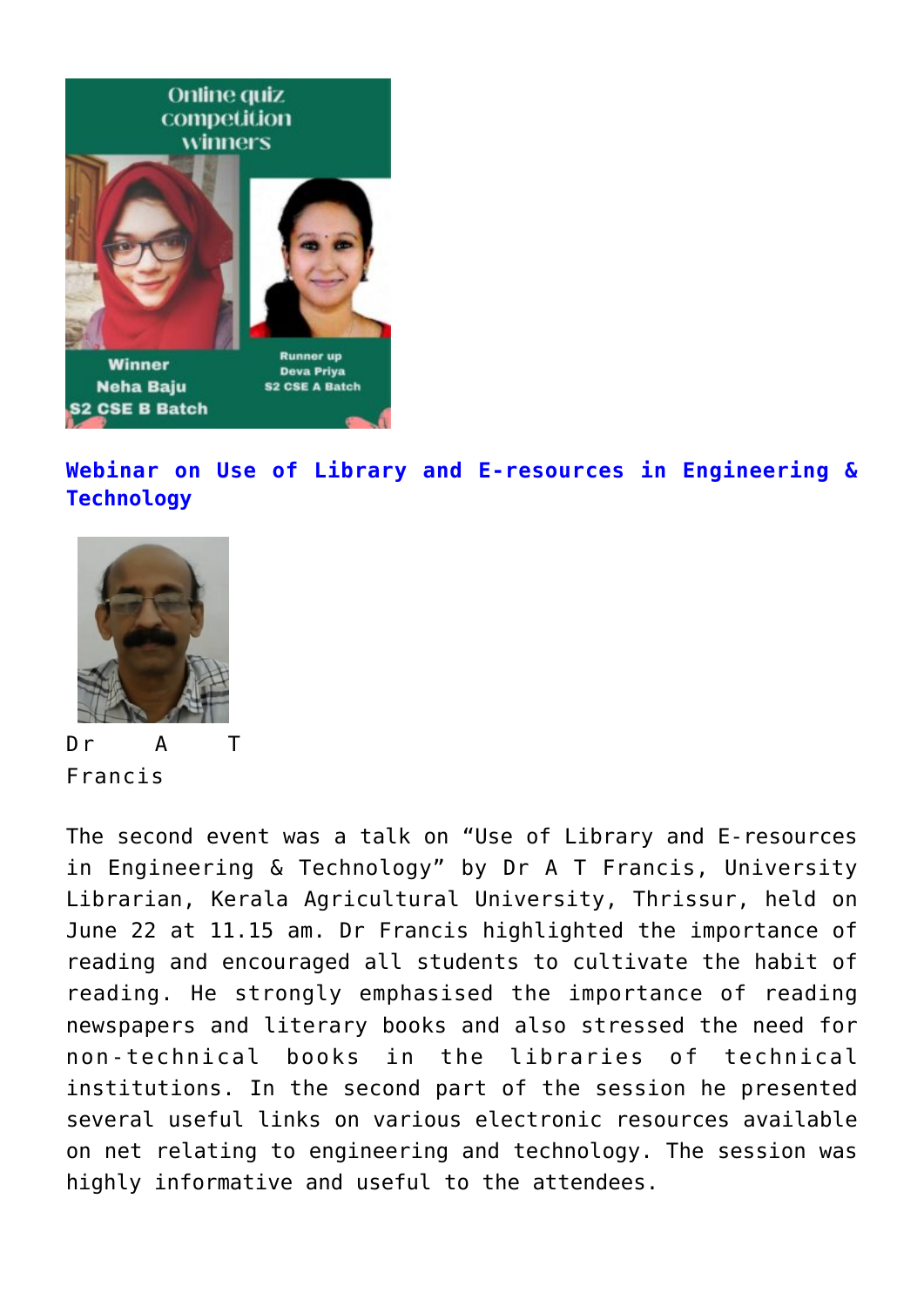Online quiz competition winners

Winner Neha Baju S2 CSE B Batch

Runner up Deva Priya S2 CSE A Batch

## Webinar on Use of Library and E-resources in Engineering & Technology

Dr A T Francis

The second event was a talk on "Use of Library and E-resources in Engineering & Technology" by Dr A T Francis, University Librarian, Kerala Agricultural University, Thrissur, held on June 22 at 11.15 am. Dr Francis highlighted the importance of reading and encouraged all students to cultivate the habit of reading. He strongly emphasised the importance of reading newspapers and literary books and also stressed the need for non-technical books in the libraries of technical institutions. In the second part of the session he presented several useful links on various electronic resources available on net relating to engineering and technology. The session was highly informative and useful to the attendees.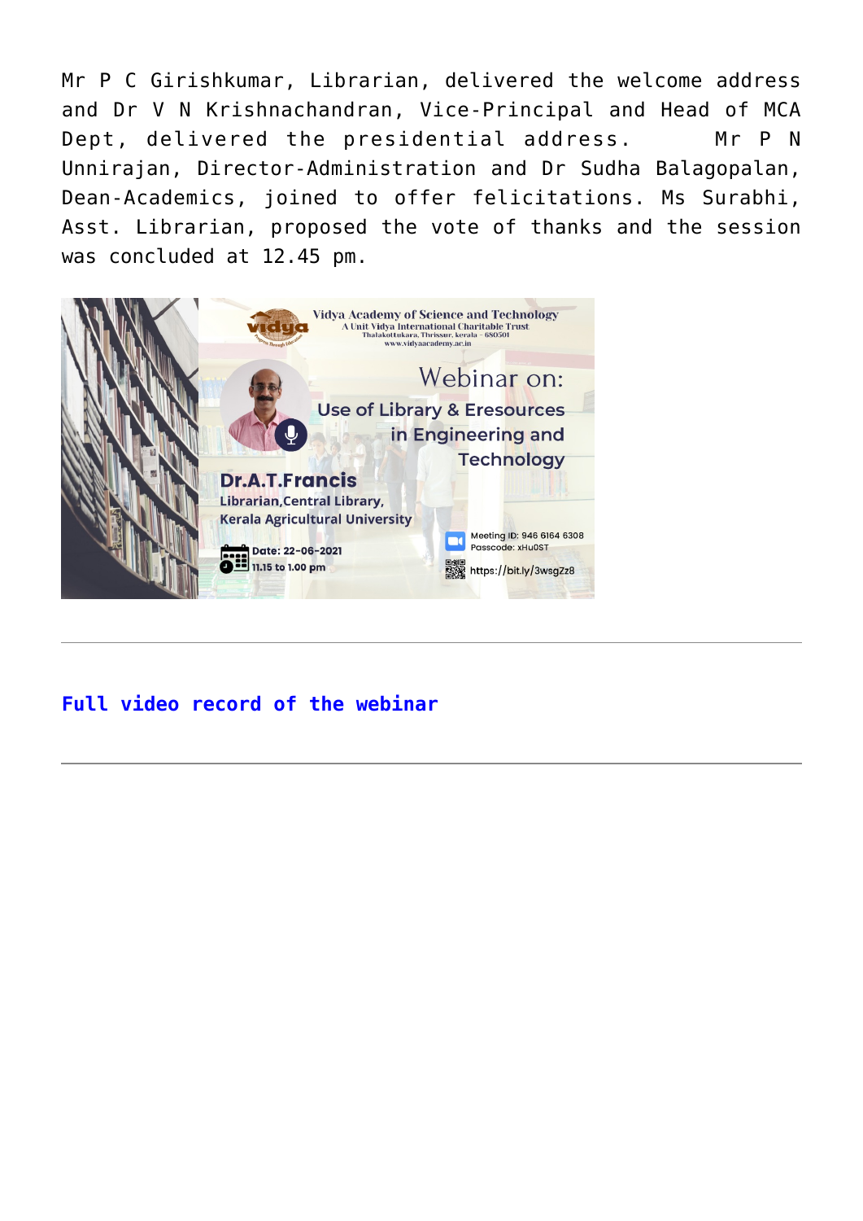Mr P C Girishkumar, Librarian, delivered the welcome address and Dr V N Krishnachandran, Vice-Principal and Head of MCA Dept, delivered the presidential address. Mr P N Unnirajan, Director-Administration and Dr Sudha Balagopalan, Dean-Academics, joined to offer felicitations. Ms Surabhi, Asst. Librarian, proposed the vote of thanks and the session was concluded at 12.45 pm.

Vidya Academy of Science and Technology
A Unit Vidya International Charitable Trust
Thalakottukara, Thrissur, Kerala – 680501
www.vidyaacademy.ac.in

Webinar on:
Use of Library & Eresources in Engineering and Technology

Dr.A.T.Francis
Librarian,Central Library,
Kerala Agricultural University

Date: 22-06-2021
11.15 to 1.00 pm

Meeting ID: 946 6164 6308
Passcode: xHu0ST
https://bit.ly/3wsgZz8

---

**Full video record of the webinar**

---